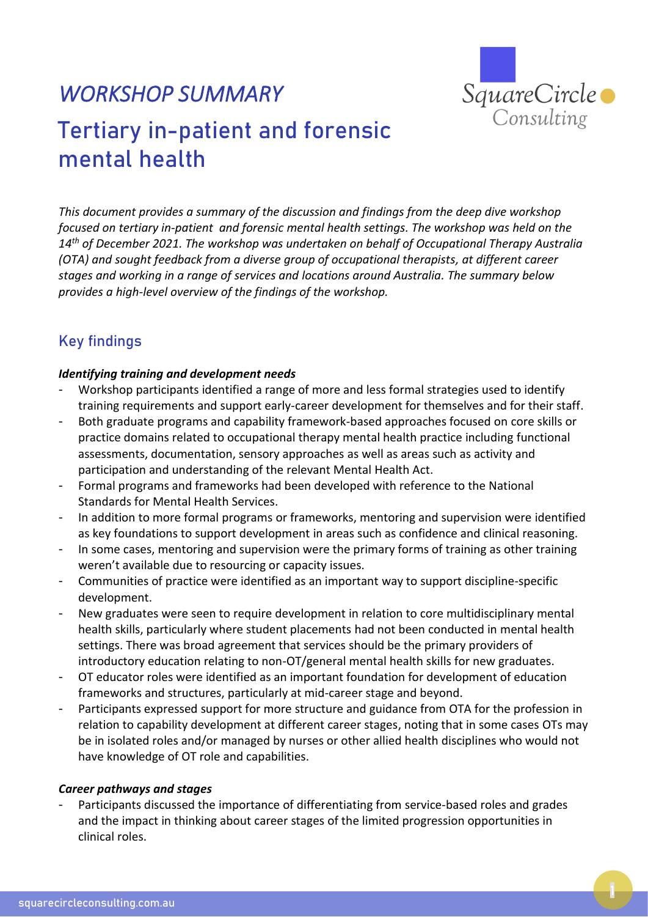# *WORKSHOP SUMMARY*

# Tertiary in-patient and forensic mental health

*This document provides a summary of the discussion and findings from the deep dive workshop focused on tertiary in-patient and forensic mental health settings. The workshop was held on the 14th of December 2021. The workshop was undertaken on behalf of Occupational Therapy Australia (OTA) and sought feedback from a diverse group of occupational therapists, at different career stages and working in a range of services and locations around Australia. The summary below provides a high-level overview of the findings of the workshop.*

## Key findings

***Identifying training and development needs***

- Workshop participants identified a range of more and less formal strategies used to identify training requirements and support early-career development for themselves and for their staff.
- Both graduate programs and capability framework-based approaches focused on core skills or practice domains related to occupational therapy mental health practice including functional assessments, documentation, sensory approaches as well as areas such as activity and participation and understanding of the relevant Mental Health Act.
- Formal programs and frameworks had been developed with reference to the National Standards for Mental Health Services.
- In addition to more formal programs or frameworks, mentoring and supervision were identified as key foundations to support development in areas such as confidence and clinical reasoning.
- In some cases, mentoring and supervision were the primary forms of training as other training weren't available due to resourcing or capacity issues.
- Communities of practice were identified as an important way to support discipline-specific development.
- New graduates were seen to require development in relation to core multidisciplinary mental health skills, particularly where student placements had not been conducted in mental health settings. There was broad agreement that services should be the primary providers of introductory education relating to non-OT/general mental health skills for new graduates.
- OT educator roles were identified as an important foundation for development of education frameworks and structures, particularly at mid-career stage and beyond.
- Participants expressed support for more structure and guidance from OTA for the profession in relation to capability development at different career stages, noting that in some cases OTs may be in isolated roles and/or managed by nurses or other allied health disciplines who would not have knowledge of OT role and capabilities.

***Career pathways and stages***

- Participants discussed the importance of differentiating from service-based roles and grades and the impact in thinking about career stages of the limited progression opportunities in clinical roles.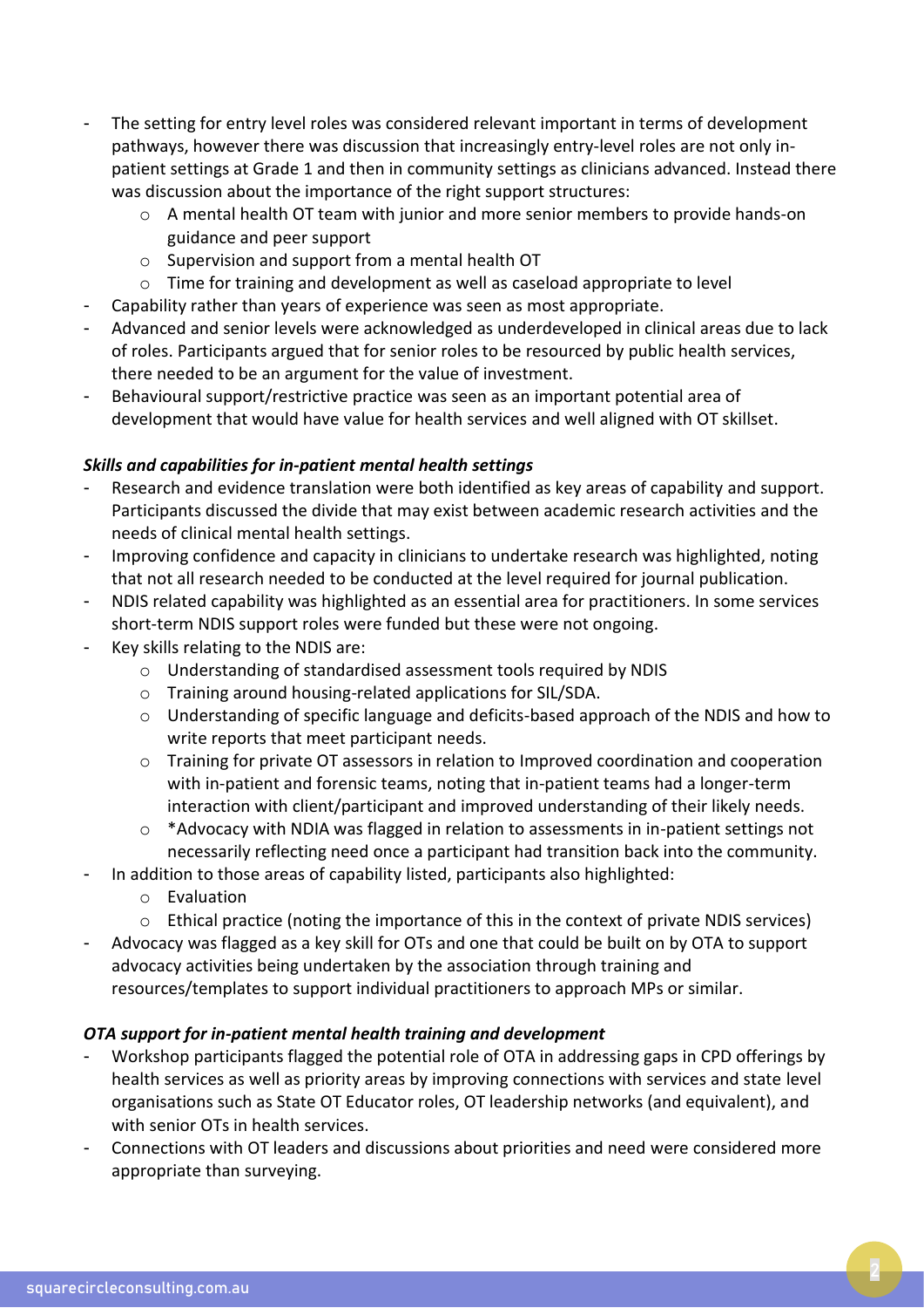- The setting for entry level roles was considered relevant important in terms of development pathways, however there was discussion that increasingly entry-level roles are not only in-patient settings at Grade 1 and then in community settings as clinicians advanced. Instead there was discussion about the importance of the right support structures:
    - A mental health OT team with junior and more senior members to provide hands-on guidance and peer support
    - Supervision and support from a mental health OT
    - Time for training and development as well as caseload appropriate to level
- Capability rather than years of experience was seen as most appropriate.
- Advanced and senior levels were acknowledged as underdeveloped in clinical areas due to lack of roles. Participants argued that for senior roles to be resourced by public health services, there needed to be an argument for the value of investment.
- Behavioural support/restrictive practice was seen as an important potential area of development that would have value for health services and well aligned with OT skillset.

***Skills and capabilities for in-patient mental health settings***

- Research and evidence translation were both identified as key areas of capability and support. Participants discussed the divide that may exist between academic research activities and the needs of clinical mental health settings.
- Improving confidence and capacity in clinicians to undertake research was highlighted, noting that not all research needed to be conducted at the level required for journal publication.
- NDIS related capability was highlighted as an essential area for practitioners. In some services short-term NDIS support roles were funded but these were not ongoing.
- Key skills relating to the NDIS are:
    - Understanding of standardised assessment tools required by NDIS
    - Training around housing-related applications for SIL/SDA.
    - Understanding of specific language and deficits-based approach of the NDIS and how to write reports that meet participant needs.
    - Training for private OT assessors in relation to Improved coordination and cooperation with in-patient and forensic teams, noting that in-patient teams had a longer-term interaction with client/participant and improved understanding of their likely needs.
    - *Advocacy with NDIA was flagged in relation to assessments in in-patient settings not necessarily reflecting need once a participant had transition back into the community.
- In addition to those areas of capability listed, participants also highlighted:
    - Evaluation
    - Ethical practice (noting the importance of this in the context of private NDIS services)
- Advocacy was flagged as a key skill for OTs and one that could be built on by OTA to support advocacy activities being undertaken by the association through training and resources/templates to support individual practitioners to approach MPs or similar.

***OTA support for in-patient mental health training and development***

- Workshop participants flagged the potential role of OTA in addressing gaps in CPD offerings by health services as well as priority areas by improving connections with services and state level organisations such as State OT Educator roles, OT leadership networks (and equivalent), and with senior OTs in health services.
- Connections with OT leaders and discussions about priorities and need were considered more appropriate than surveying.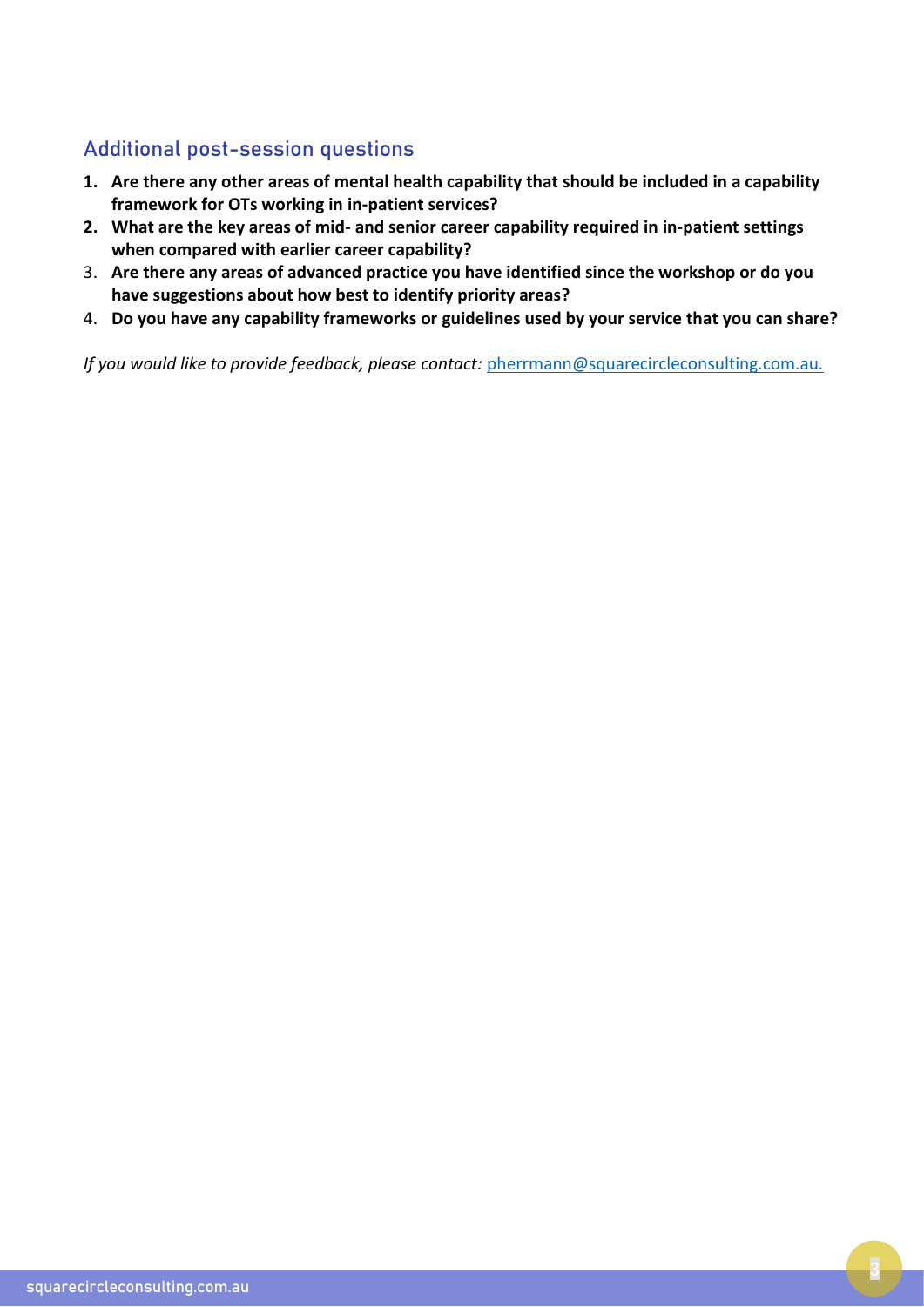## Additional post-session questions

1. **Are there any other areas of mental health capability that should be included in a capability framework for OTs working in in-patient services?**
2. **What are the key areas of mid- and senior career capability required in in-patient settings when compared with earlier career capability?**
3. **Are there any areas of advanced practice you have identified since the workshop or do you have suggestions about how best to identify priority areas?**
4. **Do you have any capability frameworks or guidelines used by your service that you can share?**

*If you would like to provide feedback, please contact:* pherrmann@squarecircleconsulting.com.au.